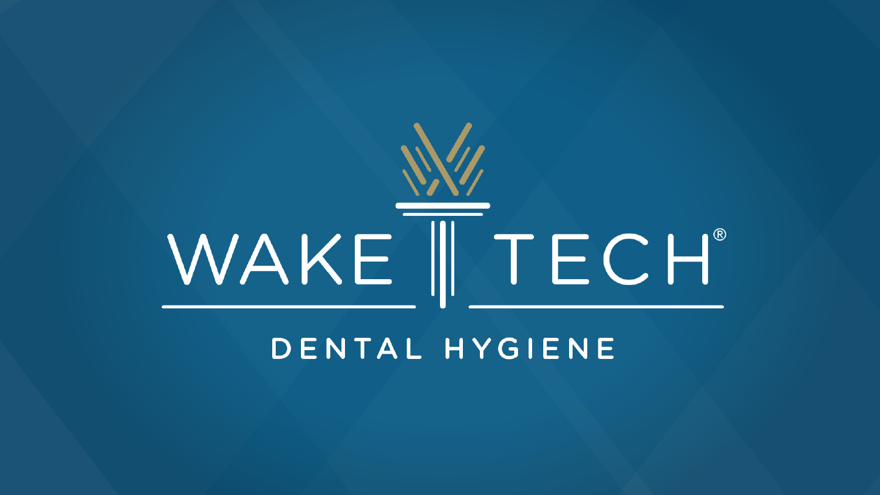# WAKE TECH®

## DENTAL HYGIENE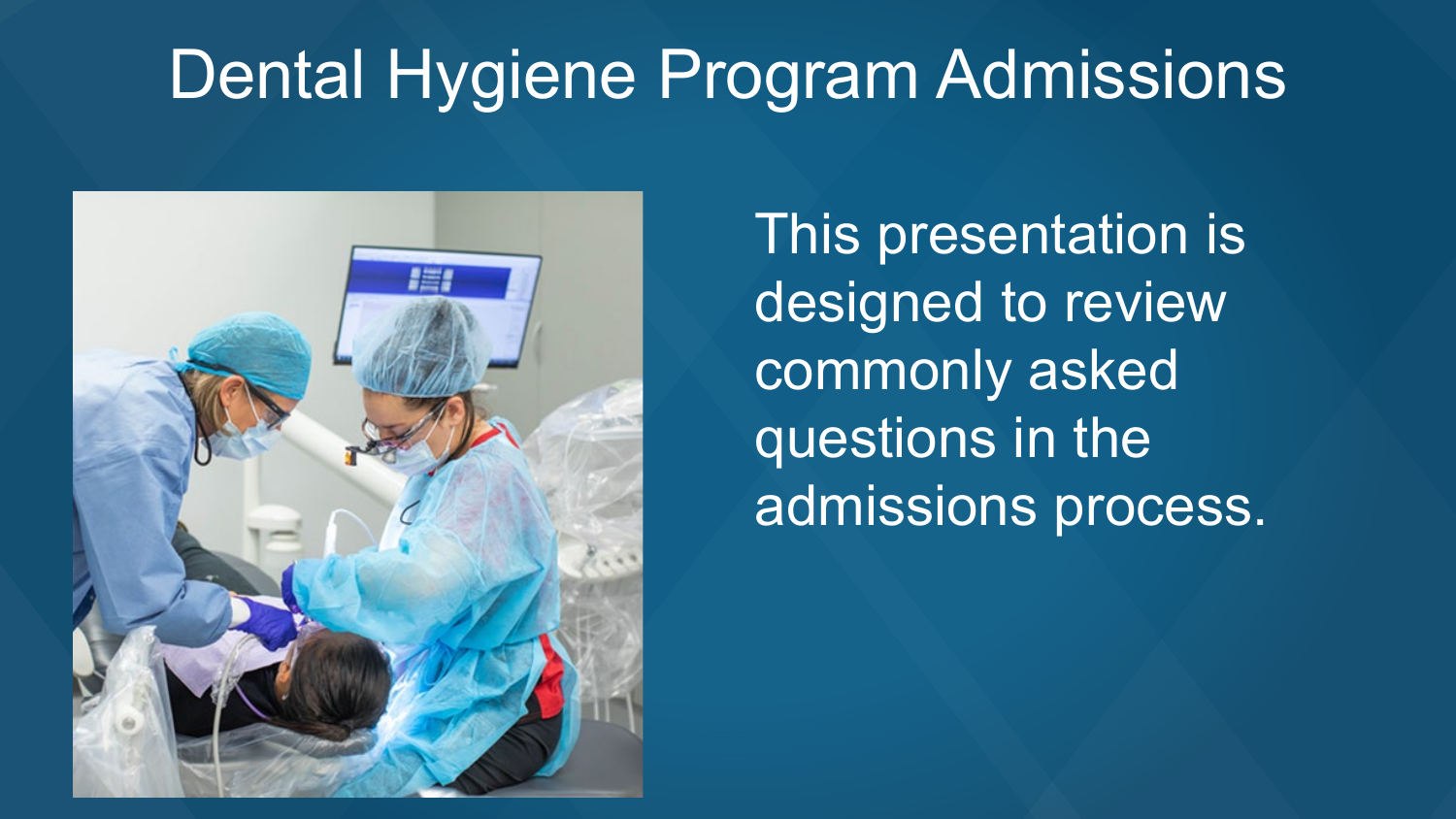# Dental Hygiene Program Admissions

This presentation is designed to review commonly asked questions in the admissions process.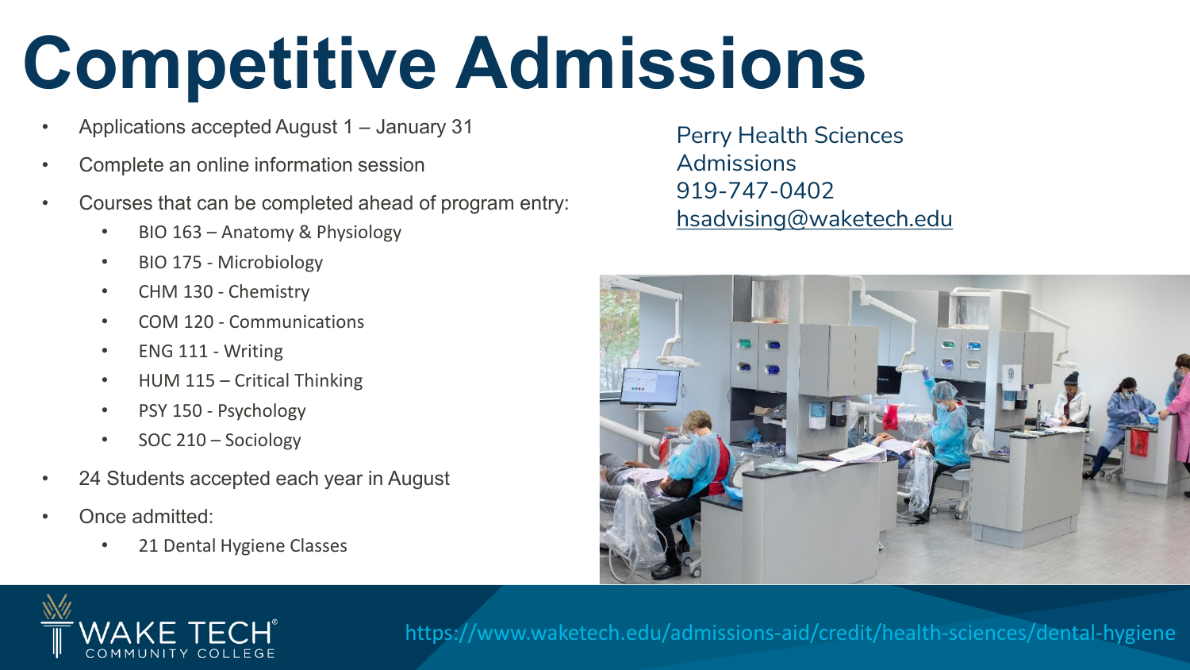# Competitive Admissions

- Applications accepted August 1 – January 31
- Complete an online information session
- Courses that can be completed ahead of program entry:
  - BIO 163 – Anatomy & Physiology
  - BIO 175 - Microbiology
  - CHM 130 - Chemistry
  - COM 120 - Communications
  - ENG 111 - Writing
  - HUM 115 – Critical Thinking
  - PSY 150 - Psychology
  - SOC 210 – Sociology
- 24 Students accepted each year in August
- Once admitted:
  - 21 Dental Hygiene Classes

Perry Health Sciences Admissions
919-747-0402
hsadvising@waketech.edu

WAKE TECH COMMUNITY COLLEGE

https://www.waketech.edu/admissions-aid/credit/health-sciences/dental-hygiene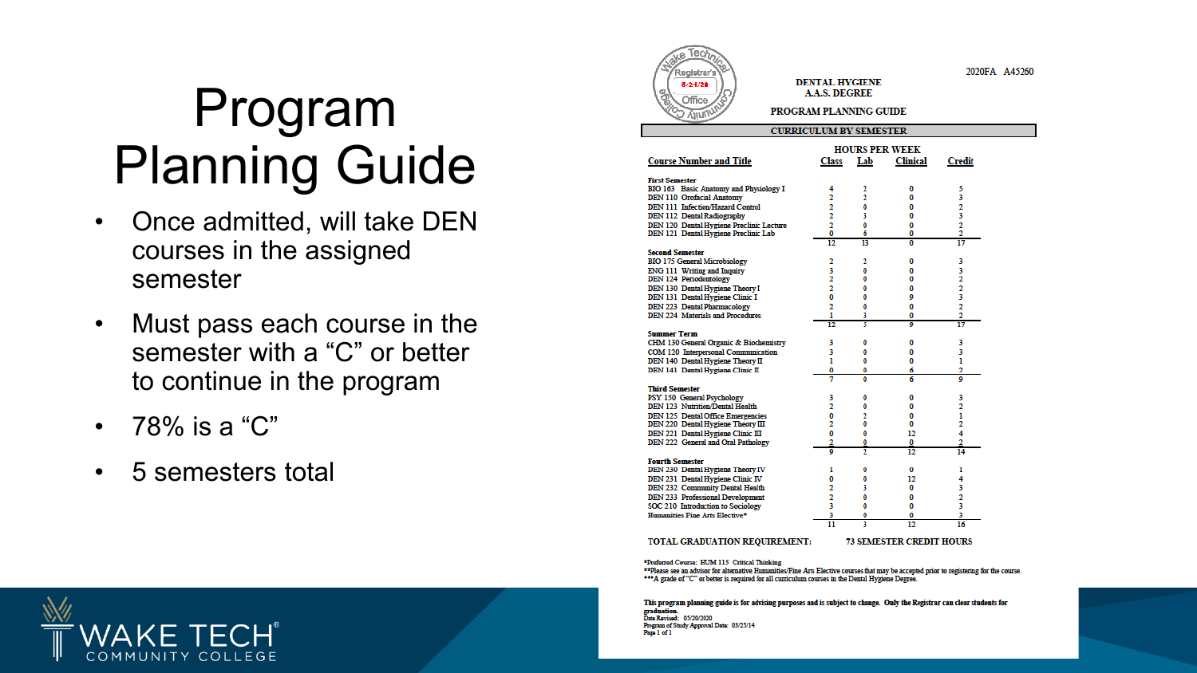# Program Planning Guide

- Once admitted, will take DEN courses in the assigned semester
- Must pass each course in the semester with a "C" or better to continue in the program
- 78% is a "C"
- 5 semesters total

2020FA A45260

Wake Technical Community College Registrar's Office 5/21/20

**DENTAL HYGIENE**
**A.A.S. DEGREE**

**PROGRAM PLANNING GUIDE**

**CURRICULUM BY SEMESTER**

| Course Number and Title | Class | Lab | Clinical | Credit |
|---|---|---|---|---|
| **First Semester** | | | | |
| BIO 163 Basic Anatomy and Physiology I | 4 | 2 | 0 | 5 |
| DEN 110 Orofacial Anatomy | 2 | 2 | 0 | 3 |
| DEN 111 Infection/Hazard Control | 2 | 0 | 0 | 2 |
| DEN 112 Dental Radiography | 2 | 3 | 0 | 3 |
| DEN 120 Dental Hygiene Preclinic Lecture | 2 | 0 | 0 | 2 |
| DEN 121 Dental Hygiene Preclinic Lab | 0 | 6 | 0 | 2 |
| | 12 | 13 | 0 | 17 |
| **Second Semester** | | | | |
| BIO 175 General Microbiology | 2 | 2 | 0 | 3 |
| ENG 111 Writing and Inquiry | 3 | 0 | 0 | 3 |
| DEN 124 Periodontology | 2 | 0 | 0 | 2 |
| DEN 130 Dental Hygiene Theory I | 2 | 0 | 0 | 2 |
| DEN 131 Dental Hygiene Clinic I | 0 | 0 | 9 | 3 |
| DEN 223 Dental Pharmacology | 2 | 0 | 0 | 2 |
| DEN 224 Materials and Procedures | 1 | 3 | 0 | 2 |
| | 12 | 5 | 9 | 17 |
| **Summer Term** | | | | |
| CHM 130 General Organic & Biochemistry | 3 | 0 | 0 | 3 |
| COM 120 Interpersonal Communication | 3 | 0 | 0 | 3 |
| DEN 140 Dental Hygiene Theory II | 1 | 0 | 0 | 1 |
| DEN 141 Dental Hygiene Clinic II | 0 | 0 | 6 | 2 |
| | 7 | 0 | 6 | 9 |
| **Third Semester** | | | | |
| PSY 150 General Psychology | 3 | 0 | 0 | 3 |
| DEN 123 Nutrition/Dental Health | 2 | 0 | 0 | 2 |
| DEN 125 Dental Office Emergencies | 0 | 2 | 0 | 1 |
| DEN 220 Dental Hygiene Theory III | 2 | 0 | 0 | 2 |
| DEN 221 Dental Hygiene Clinic III | 0 | 0 | 12 | 4 |
| DEN 222 General and Oral Pathology | 2 | 0 | 0 | 2 |
| | 9 | 2 | 12 | 14 |
| **Fourth Semester** | | | | |
| DEN 230 Dental Hygiene Theory IV | 1 | 0 | 0 | 1 |
| DEN 231 Dental Hygiene Clinic IV | 0 | 0 | 12 | 4 |
| DEN 232 Community Dental Health | 2 | 3 | 0 | 3 |
| DEN 233 Professional Development | 2 | 0 | 0 | 2 |
| SOC 210 Introduction to Sociology | 3 | 0 | 0 | 3 |
| Humanities Fine Arts Elective* | 3 | 0 | 0 | 3 |
| | 11 | 3 | 12 | 16 |

**TOTAL GRADUATION REQUIREMENT: 73 SEMESTER CREDIT HOURS**

*Preferred Course: HUM 115 Critical Thinking
**Please see an advisor for alternative Humanities/Fine Arts Elective courses that may be accepted prior to registering for the course.
***A grade of "C" or better is required for all curriculum courses in the Dental Hygiene Degree.

**This program planning guide is for advising purposes and is subject to change. Only the Registrar can clear students for graduation.**
Date Revised: 05/20/2020
Program of Study Approval Date: 03/25/14
Page 1 of 1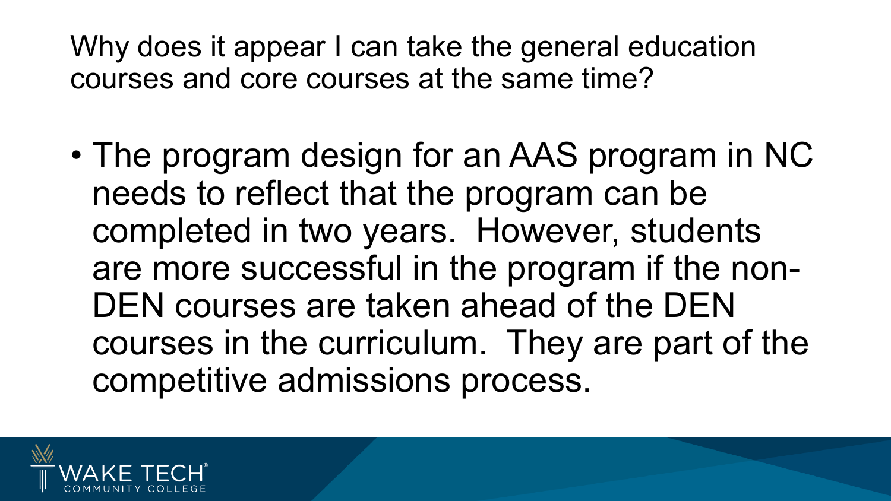## Why does it appear I can take the general education courses and core courses at the same time?

- The program design for an AAS program in NC needs to reflect that the program can be completed in two years. However, students are more successful in the program if the non-DEN courses are taken ahead of the DEN courses in the curriculum. They are part of the competitive admissions process.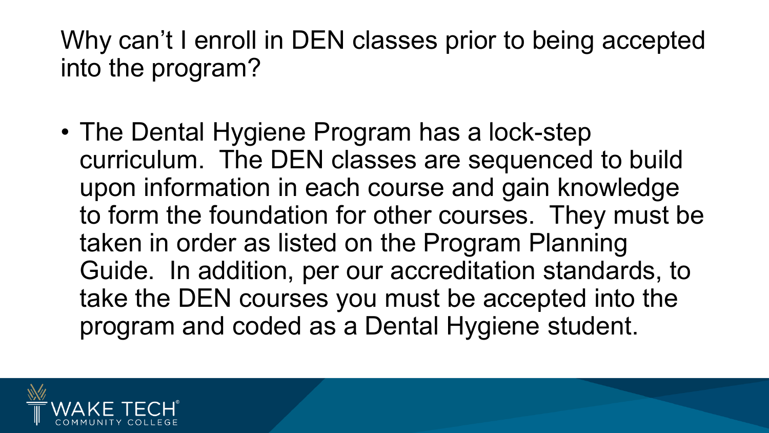# Why can't I enroll in DEN classes prior to being accepted into the program?

- The Dental Hygiene Program has a lock-step curriculum. The DEN classes are sequenced to build upon information in each course and gain knowledge to form the foundation for other courses. They must be taken in order as listed on the Program Planning Guide. In addition, per our accreditation standards, to take the DEN courses you must be accepted into the program and coded as a Dental Hygiene student.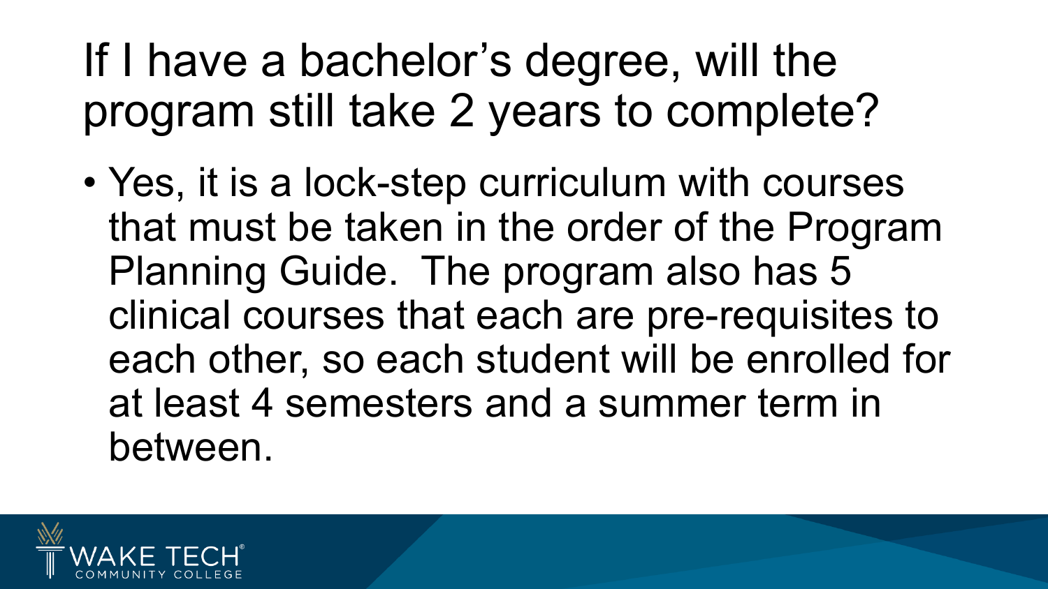# If I have a bachelor's degree, will the program still take 2 years to complete?

- Yes, it is a lock-step curriculum with courses that must be taken in the order of the Program Planning Guide. The program also has 5 clinical courses that each are pre-requisites to each other, so each student will be enrolled for at least 4 semesters and a summer term in between.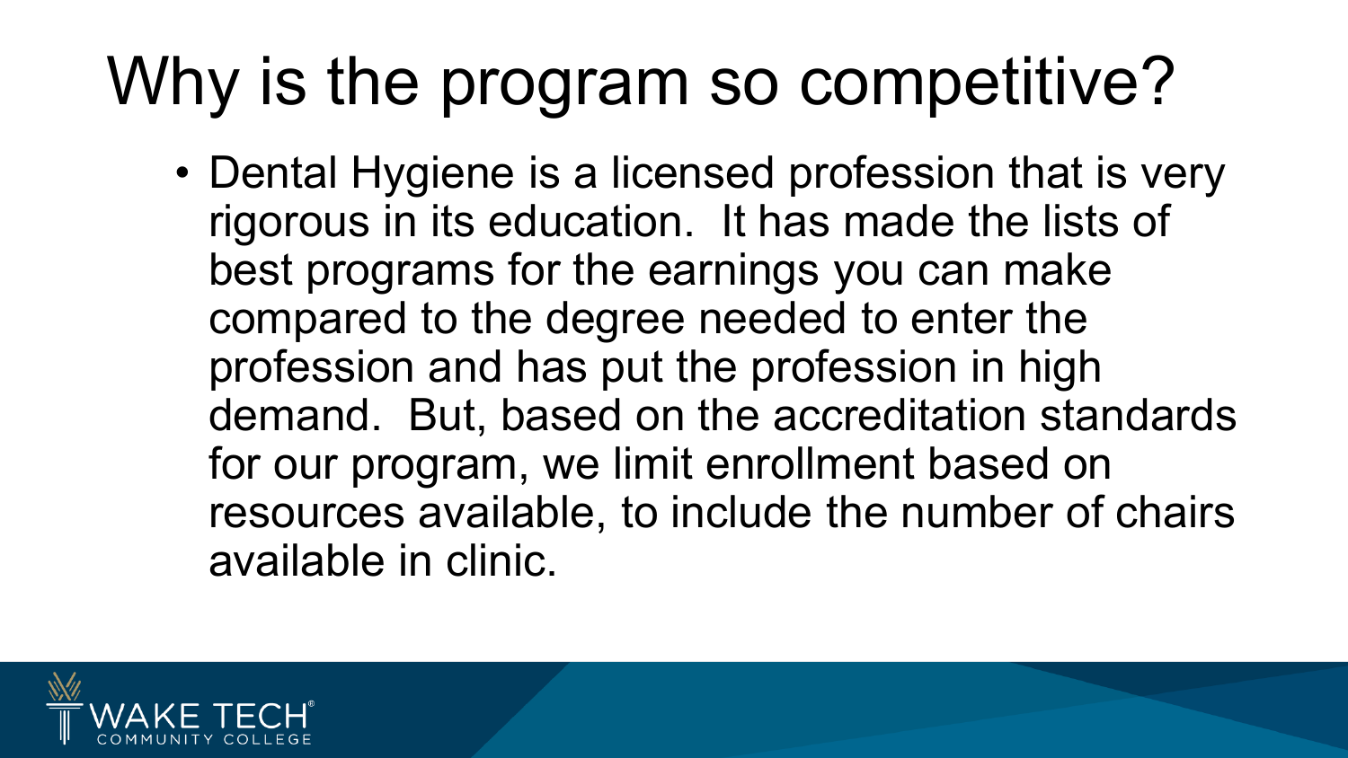# Why is the program so competitive?

- Dental Hygiene is a licensed profession that is very rigorous in its education. It has made the lists of best programs for the earnings you can make compared to the degree needed to enter the profession and has put the profession in high demand. But, based on the accreditation standards for our program, we limit enrollment based on resources available, to include the number of chairs available in clinic.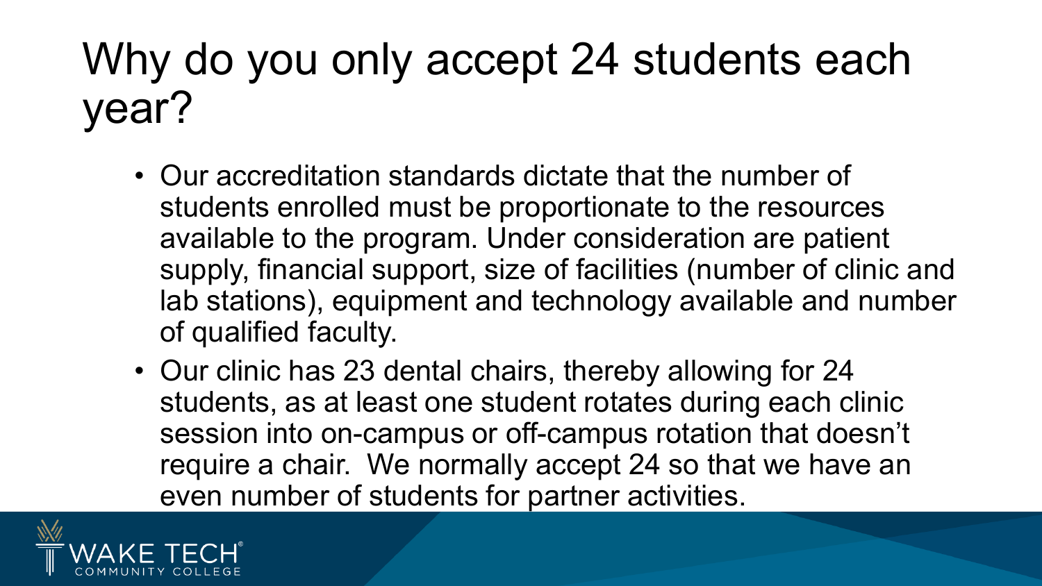# Why do you only accept 24 students each year?

- Our accreditation standards dictate that the number of students enrolled must be proportionate to the resources available to the program. Under consideration are patient supply, financial support, size of facilities (number of clinic and lab stations), equipment and technology available and number of qualified faculty.
- Our clinic has 23 dental chairs, thereby allowing for 24 students, as at least one student rotates during each clinic session into on-campus or off-campus rotation that doesn't require a chair. We normally accept 24 so that we have an even number of students for partner activities.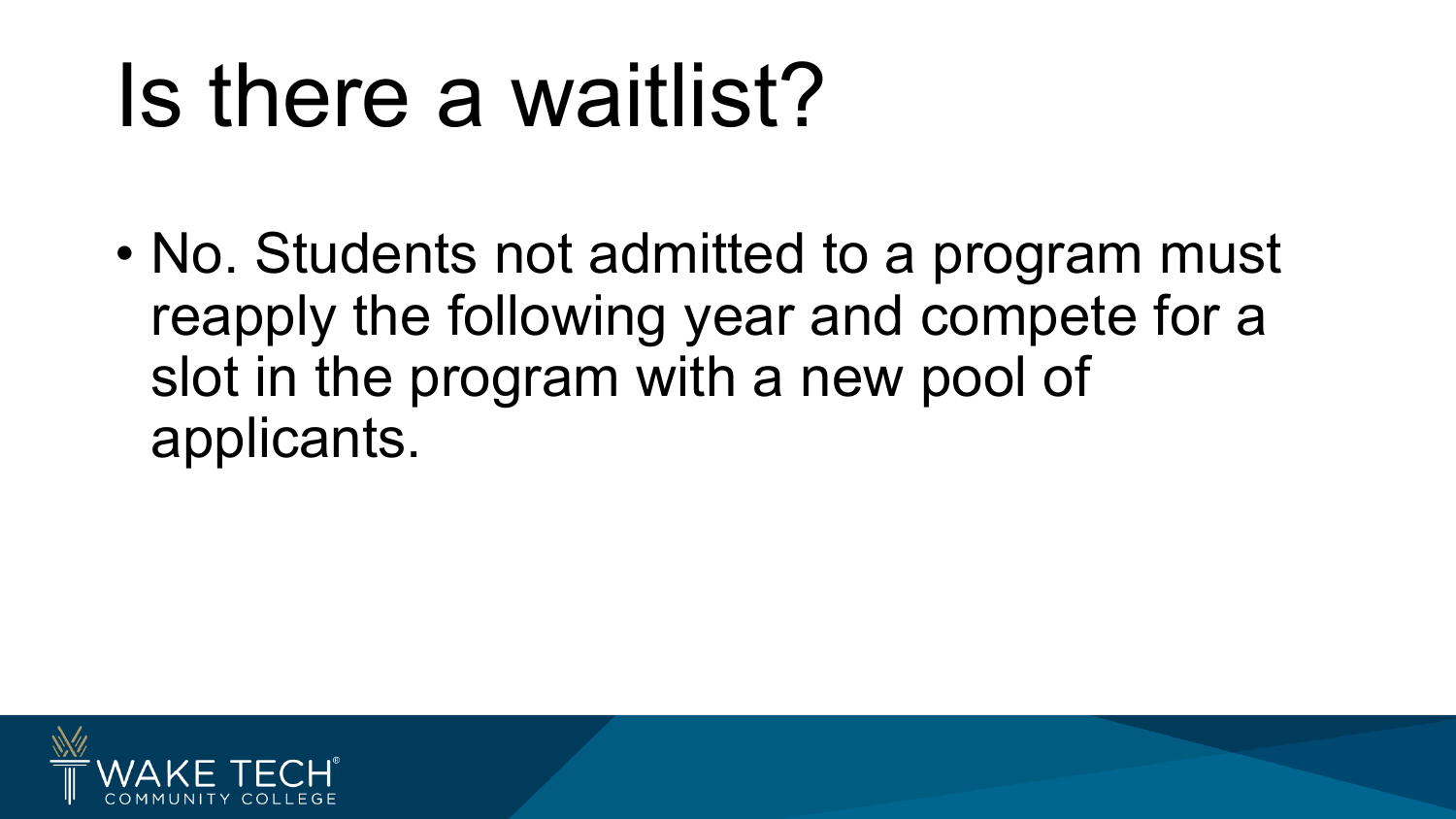# Is there a waitlist?

- No. Students not admitted to a program must reapply the following year and compete for a slot in the program with a new pool of applicants.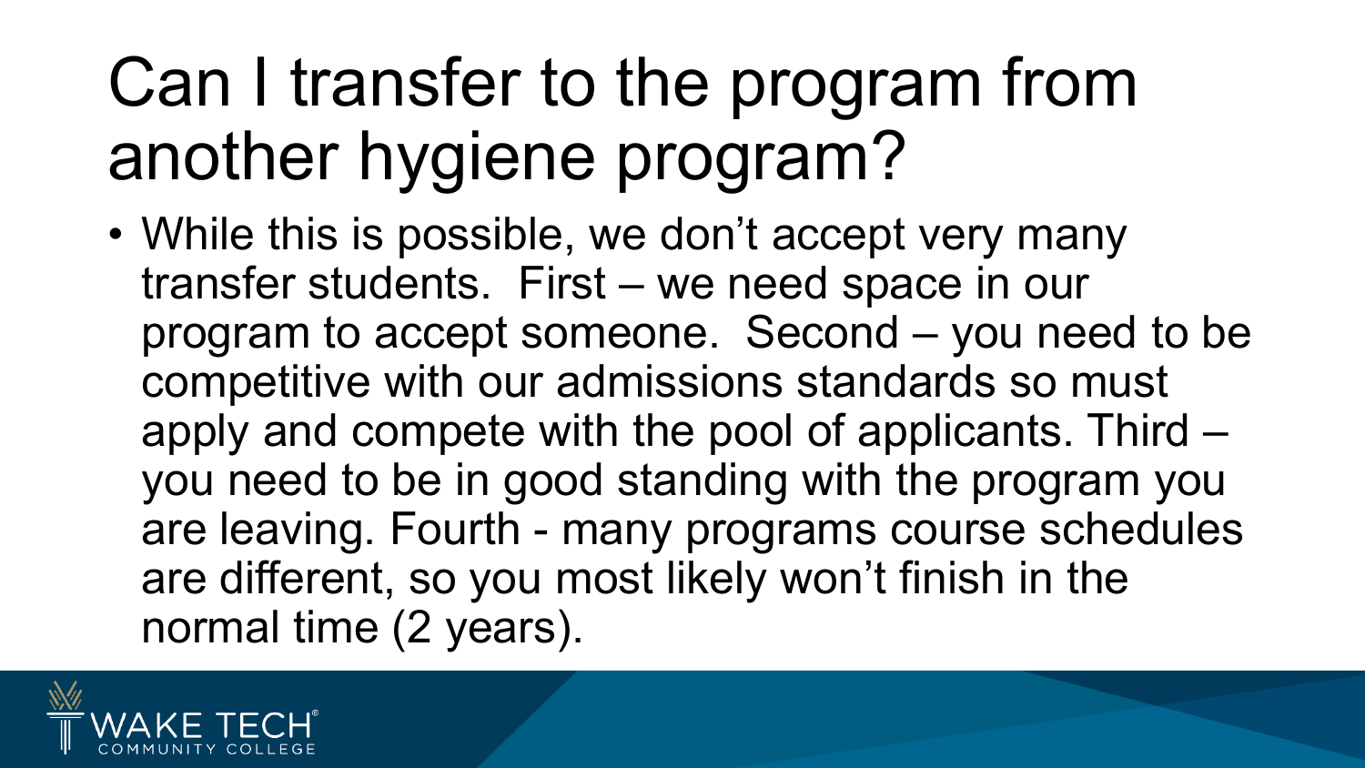# Can I transfer to the program from another hygiene program?

- While this is possible, we don’t accept very many transfer students. First – we need space in our program to accept someone. Second – you need to be competitive with our admissions standards so must apply and compete with the pool of applicants. Third – you need to be in good standing with the program you are leaving. Fourth - many programs course schedules are different, so you most likely won’t finish in the normal time (2 years).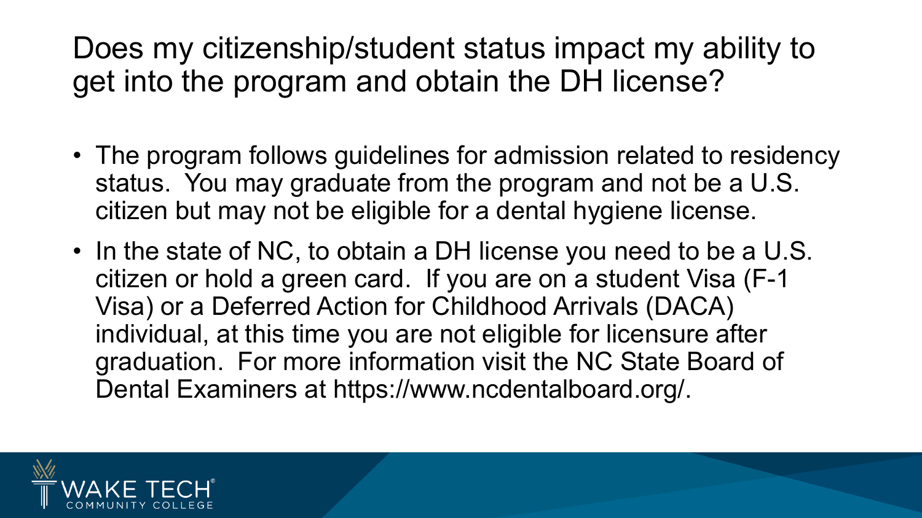# Does my citizenship/student status impact my ability to get into the program and obtain the DH license?

- The program follows guidelines for admission related to residency status. You may graduate from the program and not be a U.S. citizen but may not be eligible for a dental hygiene license.
- In the state of NC, to obtain a DH license you need to be a U.S. citizen or hold a green card. If you are on a student Visa (F-1 Visa) or a Deferred Action for Childhood Arrivals (DACA) individual, at this time you are not eligible for licensure after graduation. For more information visit the NC State Board of Dental Examiners at https://www.ncdentalboard.org/.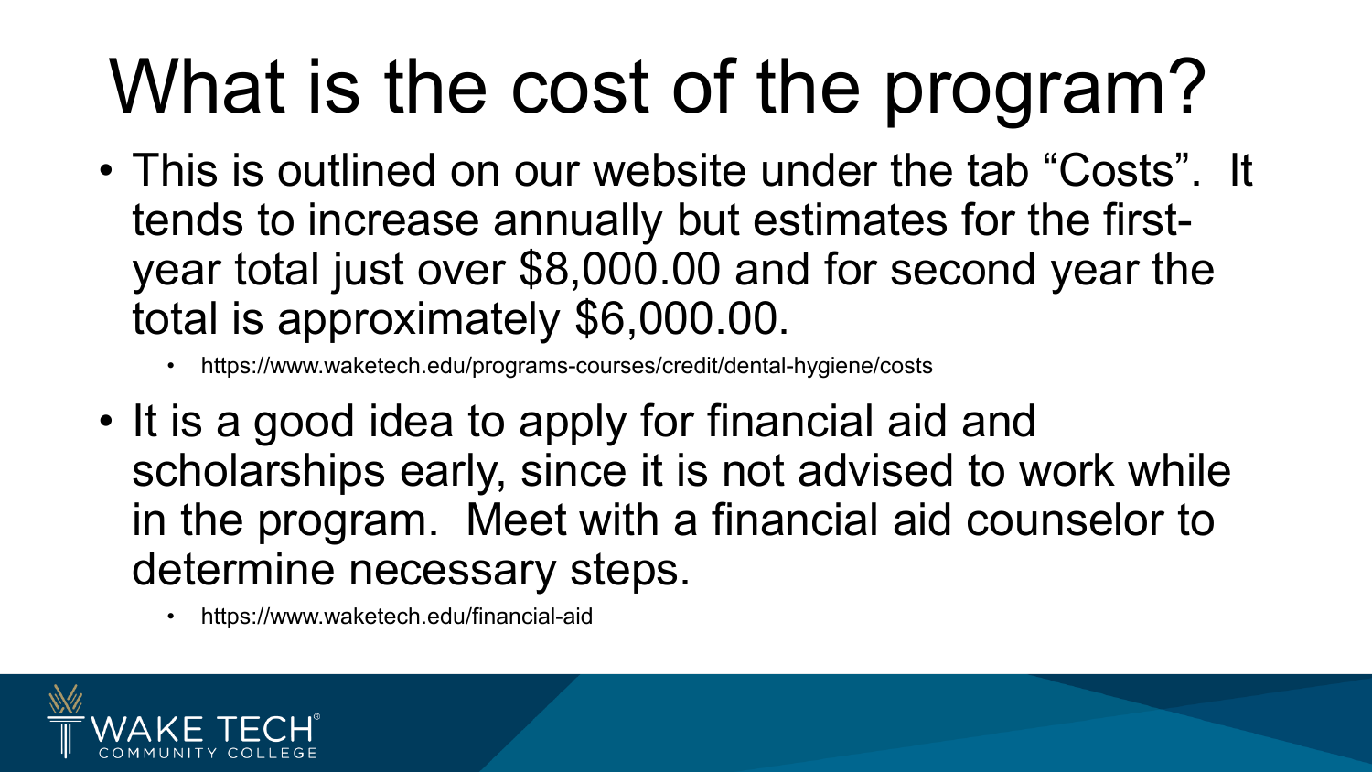# What is the cost of the program?

- This is outlined on our website under the tab “Costs”. It tends to increase annually but estimates for the first-year total just over $8,000.00 and for second year the total is approximately $6,000.00.
  - https://www.waketech.edu/programs-courses/credit/dental-hygiene/costs
- It is a good idea to apply for financial aid and scholarships early, since it is not advised to work while in the program. Meet with a financial aid counselor to determine necessary steps.
  - https://www.waketech.edu/financial-aid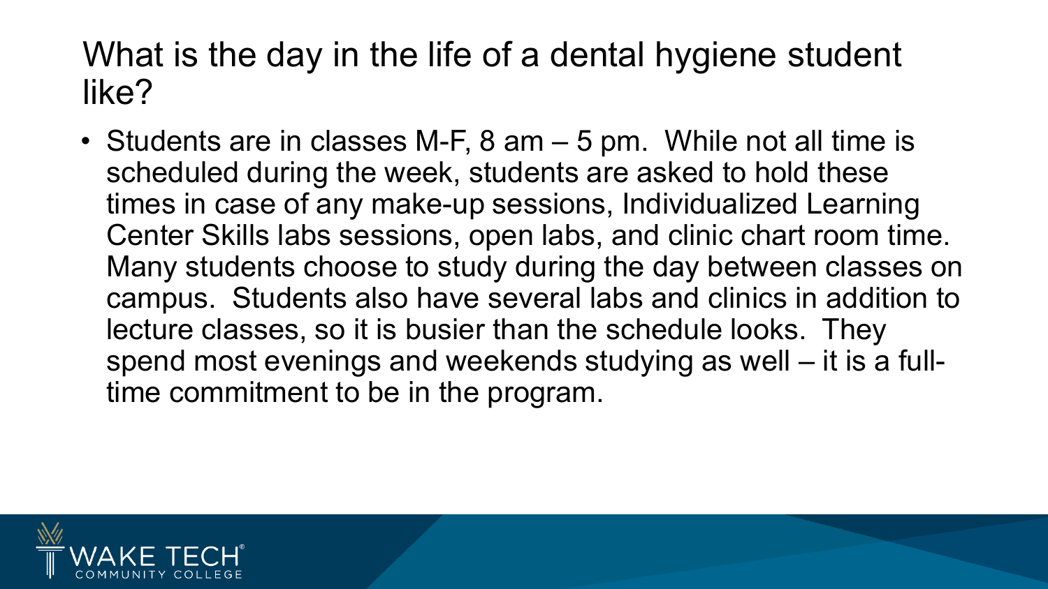## What is the day in the life of a dental hygiene student like?

- Students are in classes M-F, 8 am – 5 pm. While not all time is scheduled during the week, students are asked to hold these times in case of any make-up sessions, Individualized Learning Center Skills labs sessions, open labs, and clinic chart room time. Many students choose to study during the day between classes on campus. Students also have several labs and clinics in addition to lecture classes, so it is busier than the schedule looks. They spend most evenings and weekends studying as well – it is a full-time commitment to be in the program.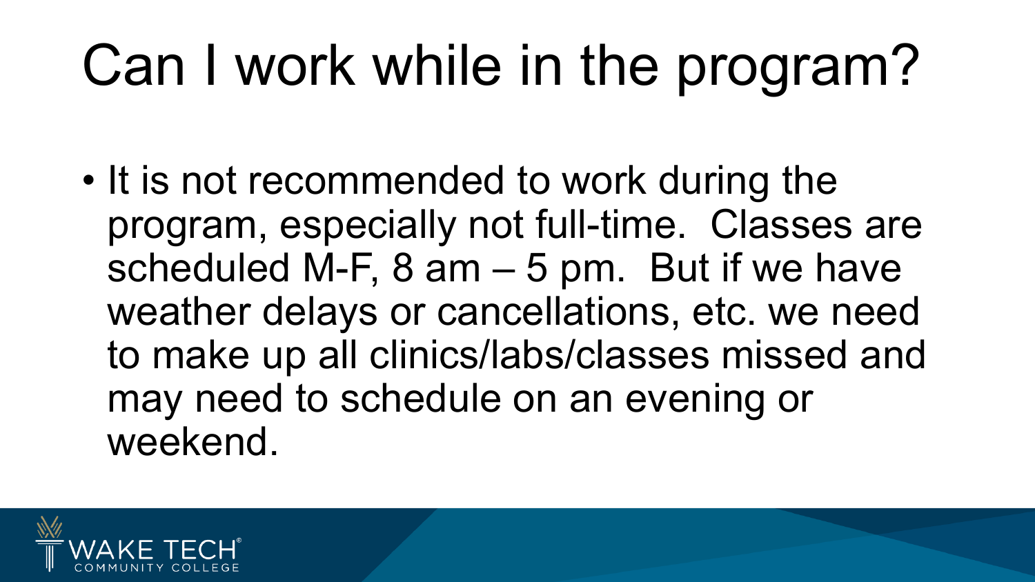# Can I work while in the program?

- It is not recommended to work during the program, especially not full-time.  Classes are scheduled M-F, 8 am – 5 pm.  But if we have weather delays or cancellations, etc. we need to make up all clinics/labs/classes missed and may need to schedule on an evening or weekend.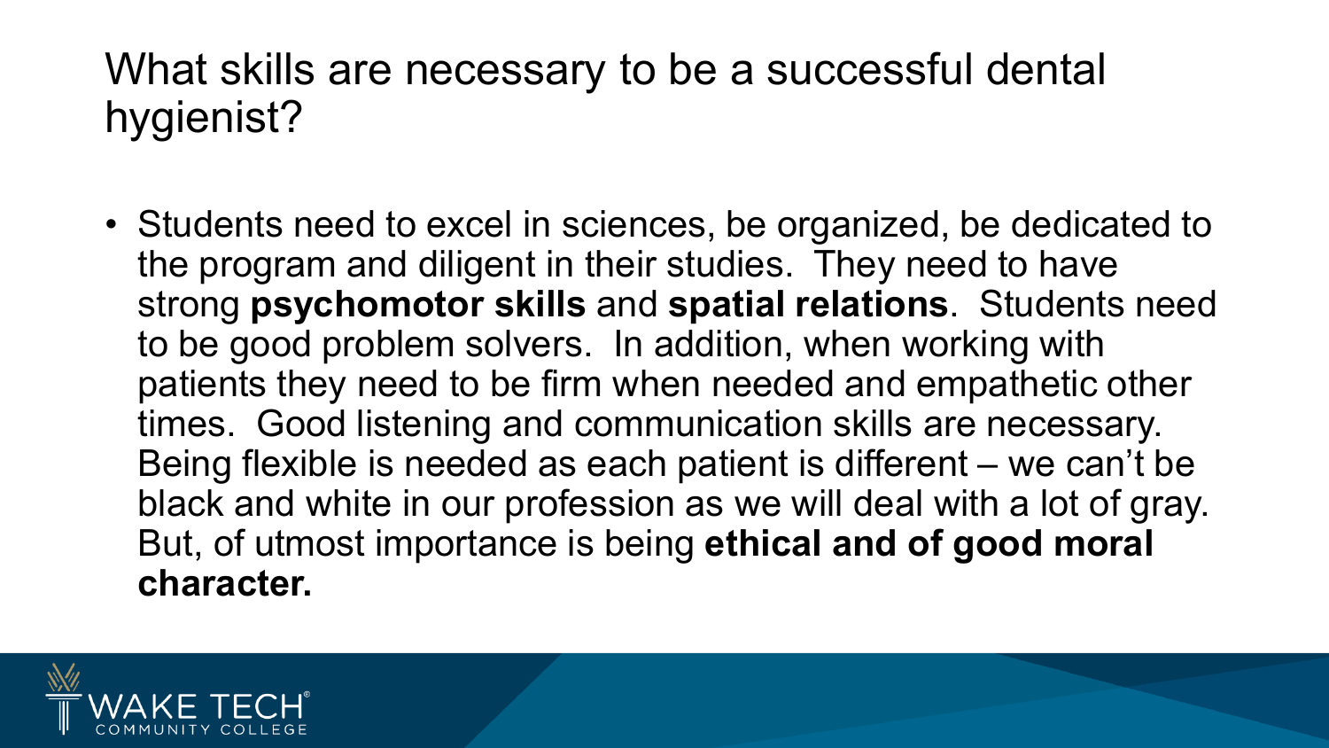# What skills are necessary to be a successful dental hygienist?

- Students need to excel in sciences, be organized, be dedicated to the program and diligent in their studies. They need to have strong **psychomotor skills** and **spatial relations**. Students need to be good problem solvers. In addition, when working with patients they need to be firm when needed and empathetic other times. Good listening and communication skills are necessary. Being flexible is needed as each patient is different – we can't be black and white in our profession as we will deal with a lot of gray. But, of utmost importance is being **ethical and of good moral character.**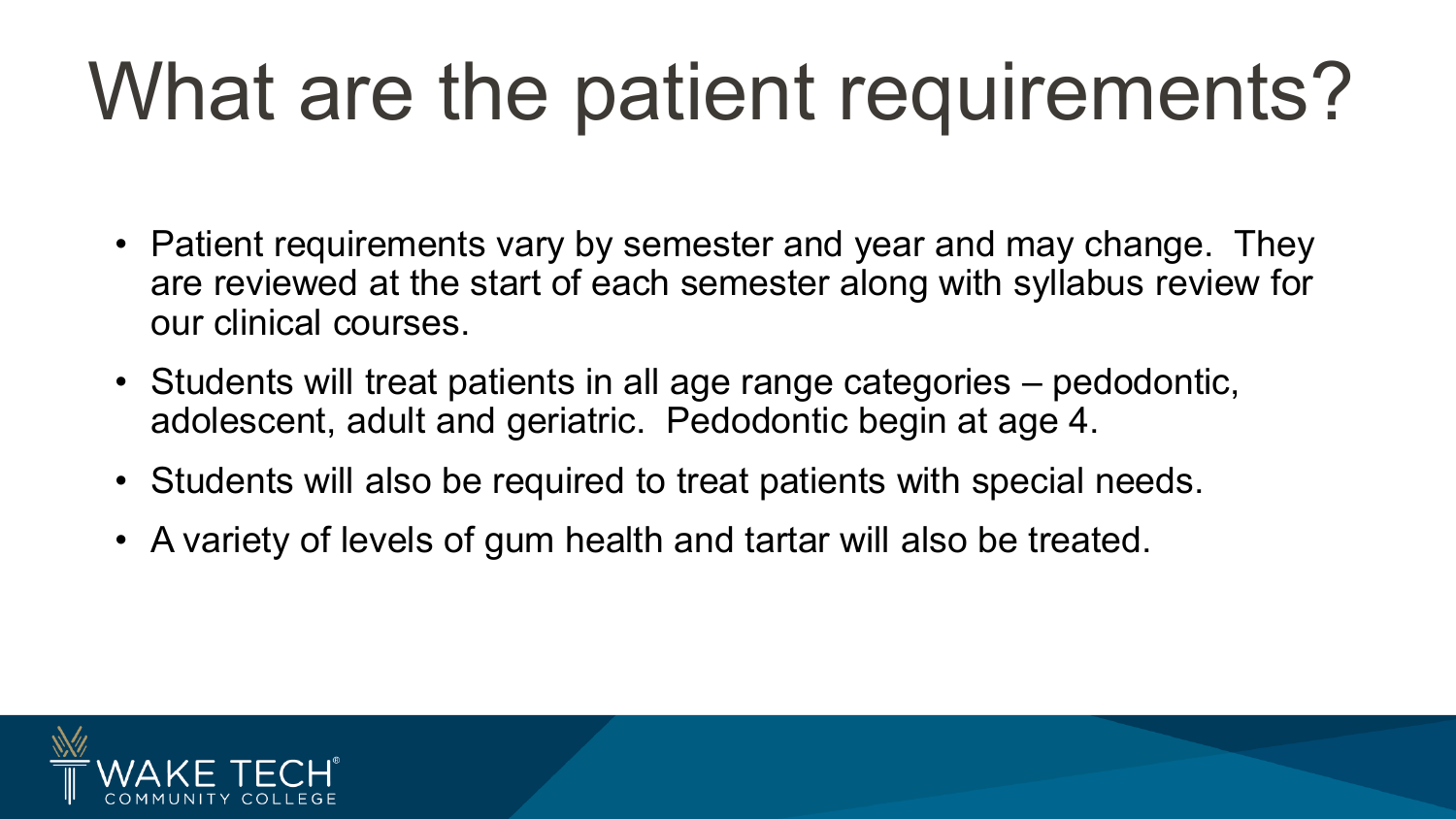# What are the patient requirements?

- Patient requirements vary by semester and year and may change. They are reviewed at the start of each semester along with syllabus review for our clinical courses.
- Students will treat patients in all age range categories – pedodontic, adolescent, adult and geriatric. Pedodontic begin at age 4.
- Students will also be required to treat patients with special needs.
- A variety of levels of gum health and tartar will also be treated.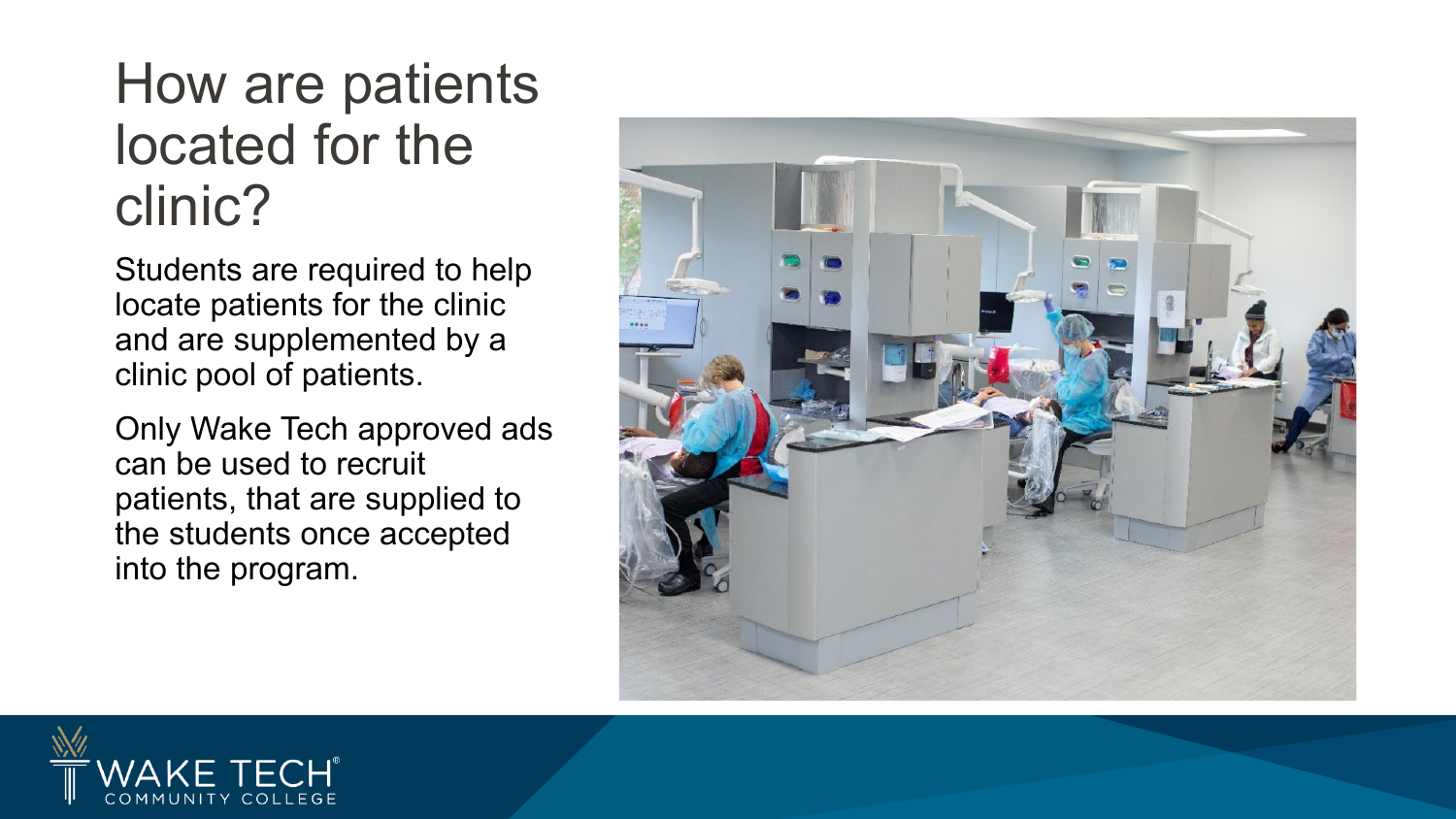# How are patients located for the clinic?

Students are required to help locate patients for the clinic and are supplemented by a clinic pool of patients.

Only Wake Tech approved ads can be used to recruit patients, that are supplied to the students once accepted into the program.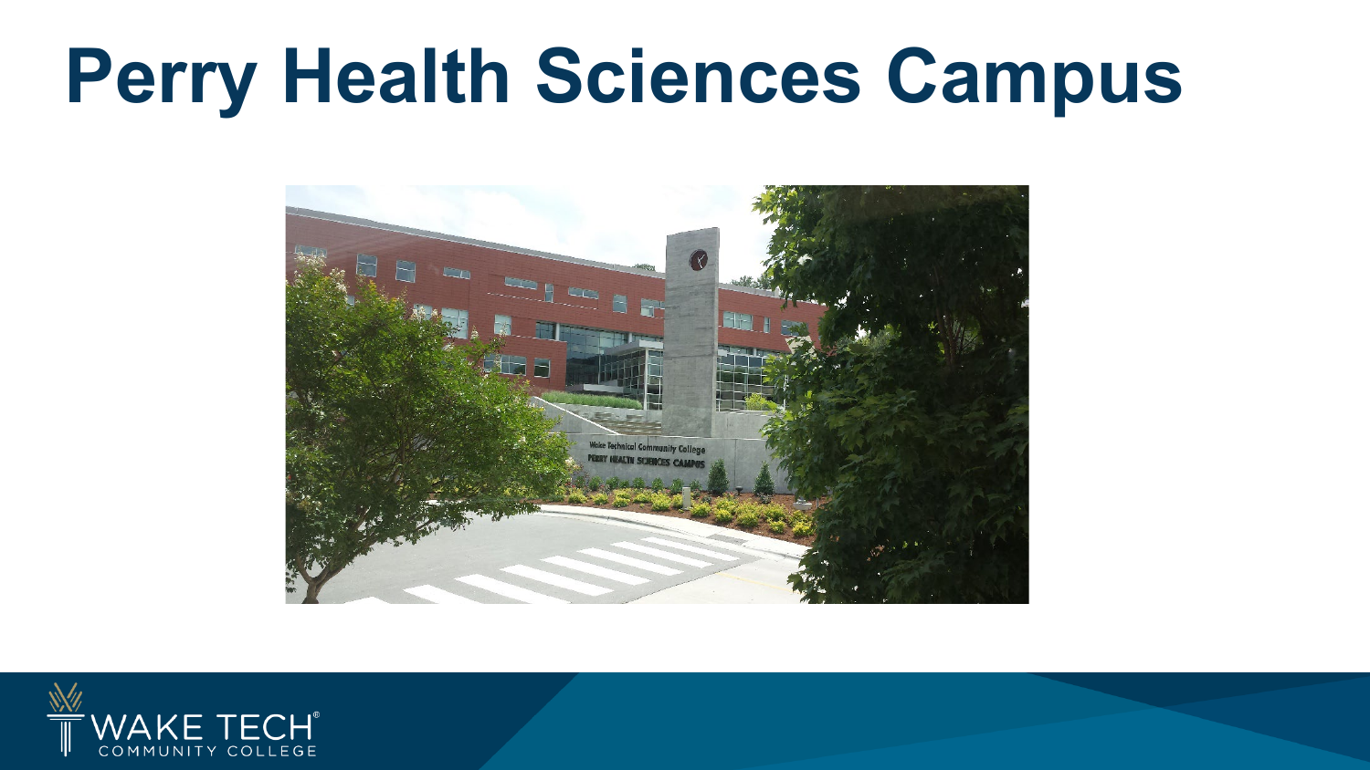# Perry Health Sciences Campus